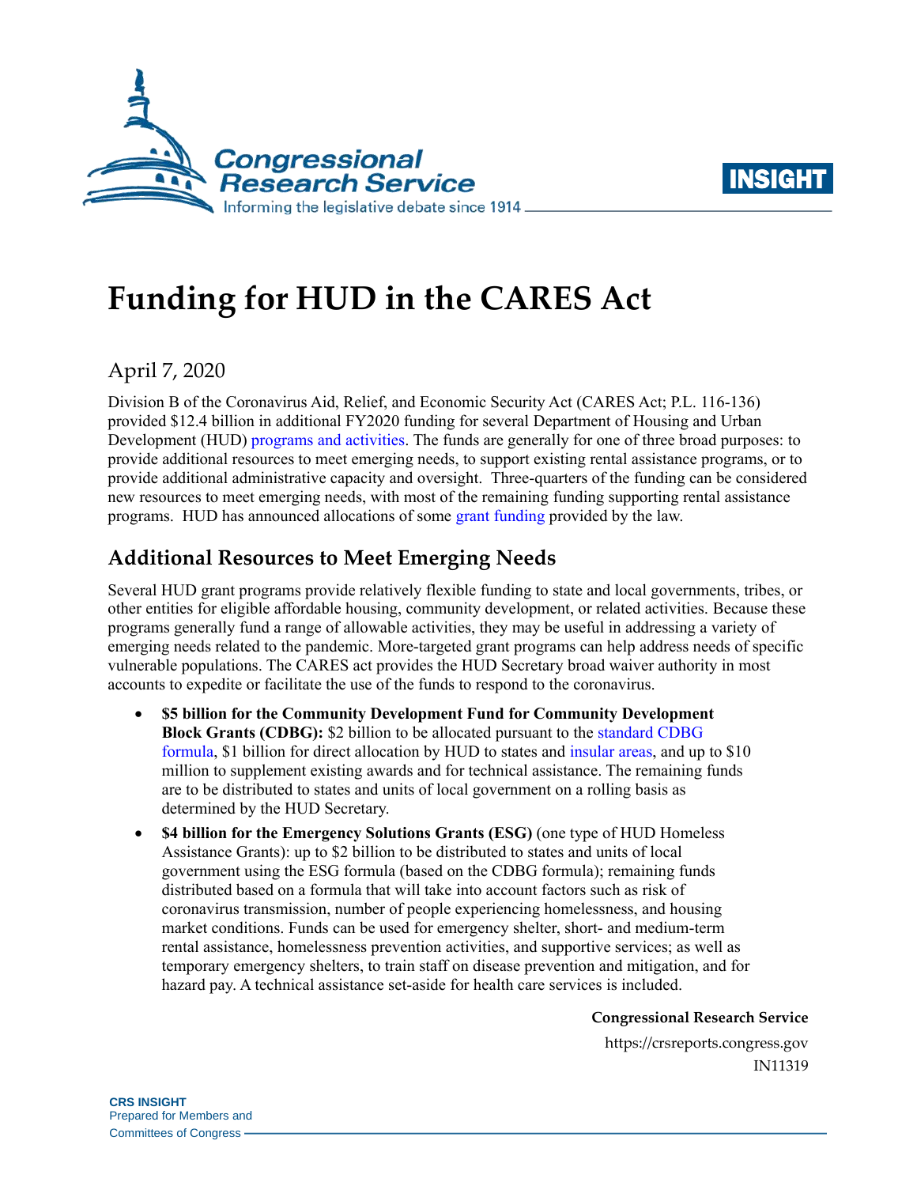# Funding for HUD in the CARES Act

April 7, 2020

Division B of the Coronavirus Aid, Relief, and Economic Security Act (CARES Act; P.L. 116-136) provided $12.4 billion in additional FY2020 funding for several Department of Housing and Urban Development (HUD) programs and activities. The funds are generally for one of three broad purposes: to provide additional resources to meet emerging needs, to support existing rental assistance programs, or to provide additional administrative capacity and oversight. Three-quarters of the funding can be considered new resources to meet emerging needs, with most of the remaining funding supporting rental assistance programs. HUD has announced allocations of some grant funding provided by the law.

## Additional Resources to Meet Emerging Needs

Several HUD grant programs provide relatively flexible funding to state and local governments, tribes, or other entities for eligible affordable housing, community development, or related activities. Because these programs generally fund a range of allowable activities, they may be useful in addressing a variety of emerging needs related to the pandemic. More-targeted grant programs can help address needs of specific vulnerable populations. The CARES act provides the HUD Secretary broad waiver authority in most accounts to expedite or facilitate the use of the funds to respond to the coronavirus.

- **$5 billion for the Community Development Fund for Community Development Block Grants (CDBG):** $2 billion to be allocated pursuant to the standard CDBG formula, $1 billion for direct allocation by HUD to states and insular areas, and up to $10 million to supplement existing awards and for technical assistance. The remaining funds are to be distributed to states and units of local government on a rolling basis as determined by the HUD Secretary.
- **$4 billion for the Emergency Solutions Grants (ESG)** (one type of HUD Homeless Assistance Grants): up to $2 billion to be distributed to states and units of local government using the ESG formula (based on the CDBG formula); remaining funds distributed based on a formula that will take into account factors such as risk of coronavirus transmission, number of people experiencing homelessness, and housing market conditions. Funds can be used for emergency shelter, short- and medium-term rental assistance, homelessness prevention activities, and supportive services; as well as temporary emergency shelters, to train staff on disease prevention and mitigation, and for hazard pay. A technical assistance set-aside for health care services is included.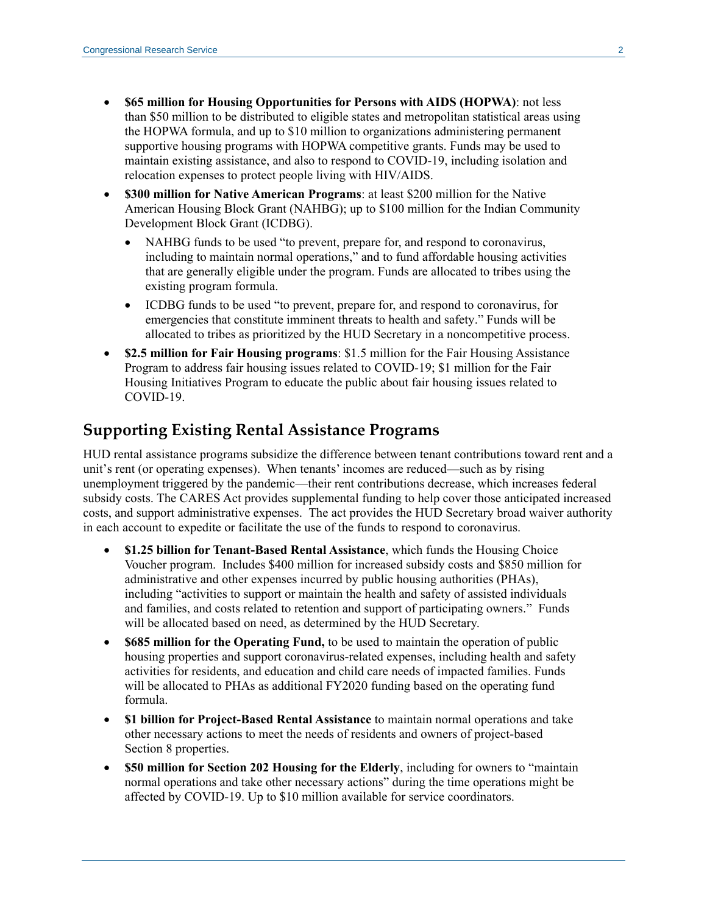- **$65 million for Housing Opportunities for Persons with AIDS (HOPWA)**: not less than $50 million to be distributed to eligible states and metropolitan statistical areas using the HOPWA formula, and up to $10 million to organizations administering permanent supportive housing programs with HOPWA competitive grants. Funds may be used to maintain existing assistance, and also to respond to COVID-19, including isolation and relocation expenses to protect people living with HIV/AIDS.
- **$300 million for Native American Programs**: at least $200 million for the Native American Housing Block Grant (NAHBG); up to $100 million for the Indian Community Development Block Grant (ICDBG).
  - NAHBG funds to be used "to prevent, prepare for, and respond to coronavirus, including to maintain normal operations," and to fund affordable housing activities that are generally eligible under the program. Funds are allocated to tribes using the existing program formula.
  - ICDBG funds to be used "to prevent, prepare for, and respond to coronavirus, for emergencies that constitute imminent threats to health and safety." Funds will be allocated to tribes as prioritized by the HUD Secretary in a noncompetitive process.
- **$2.5 million for Fair Housing programs**: $1.5 million for the Fair Housing Assistance Program to address fair housing issues related to COVID-19; $1 million for the Fair Housing Initiatives Program to educate the public about fair housing issues related to COVID-19.

## Supporting Existing Rental Assistance Programs

HUD rental assistance programs subsidize the difference between tenant contributions toward rent and a unit's rent (or operating expenses). When tenants' incomes are reduced—such as by rising unemployment triggered by the pandemic—their rent contributions decrease, which increases federal subsidy costs. The CARES Act provides supplemental funding to help cover those anticipated increased costs, and support administrative expenses. The act provides the HUD Secretary broad waiver authority in each account to expedite or facilitate the use of the funds to respond to coronavirus.

- **$1.25 billion for Tenant-Based Rental Assistance**, which funds the Housing Choice Voucher program. Includes $400 million for increased subsidy costs and $850 million for administrative and other expenses incurred by public housing authorities (PHAs), including "activities to support or maintain the health and safety of assisted individuals and families, and costs related to retention and support of participating owners." Funds will be allocated based on need, as determined by the HUD Secretary.
- **$685 million for the Operating Fund,** to be used to maintain the operation of public housing properties and support coronavirus-related expenses, including health and safety activities for residents, and education and child care needs of impacted families. Funds will be allocated to PHAs as additional FY2020 funding based on the operating fund formula.
- **$1 billion for Project-Based Rental Assistance** to maintain normal operations and take other necessary actions to meet the needs of residents and owners of project-based Section 8 properties.
- **$50 million for Section 202 Housing for the Elderly**, including for owners to "maintain normal operations and take other necessary actions" during the time operations might be affected by COVID-19. Up to $10 million available for service coordinators.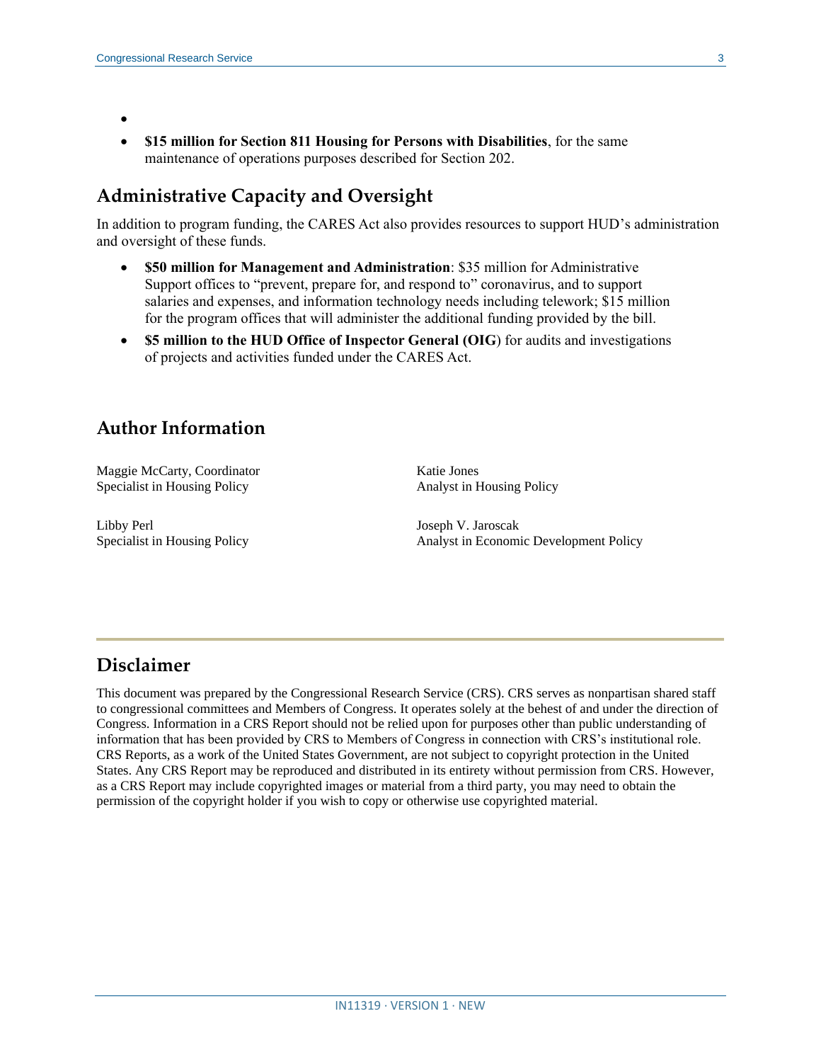- 
- **$15 million for Section 811 Housing for Persons with Disabilities**, for the same maintenance of operations purposes described for Section 202.

## Administrative Capacity and Oversight

In addition to program funding, the CARES Act also provides resources to support HUD's administration and oversight of these funds.

- **$50 million for Management and Administration**: $35 million for Administrative Support offices to "prevent, prepare for, and respond to" coronavirus, and to support salaries and expenses, and information technology needs including telework; $15 million for the program offices that will administer the additional funding provided by the bill.
- **$5 million to the HUD Office of Inspector General (OIG**) for audits and investigations of projects and activities funded under the CARES Act.

## Author Information

Maggie McCarty, Coordinator
Specialist in Housing Policy

Katie Jones
Analyst in Housing Policy

Libby Perl
Specialist in Housing Policy

Joseph V. Jaroscak
Analyst in Economic Development Policy

## Disclaimer

This document was prepared by the Congressional Research Service (CRS). CRS serves as nonpartisan shared staff to congressional committees and Members of Congress. It operates solely at the behest of and under the direction of Congress. Information in a CRS Report should not be relied upon for purposes other than public understanding of information that has been provided by CRS to Members of Congress in connection with CRS's institutional role. CRS Reports, as a work of the United States Government, are not subject to copyright protection in the United States. Any CRS Report may be reproduced and distributed in its entirety without permission from CRS. However, as a CRS Report may include copyrighted images or material from a third party, you may need to obtain the permission of the copyright holder if you wish to copy or otherwise use copyrighted material.

IN11319 · VERSION 1 · NEW